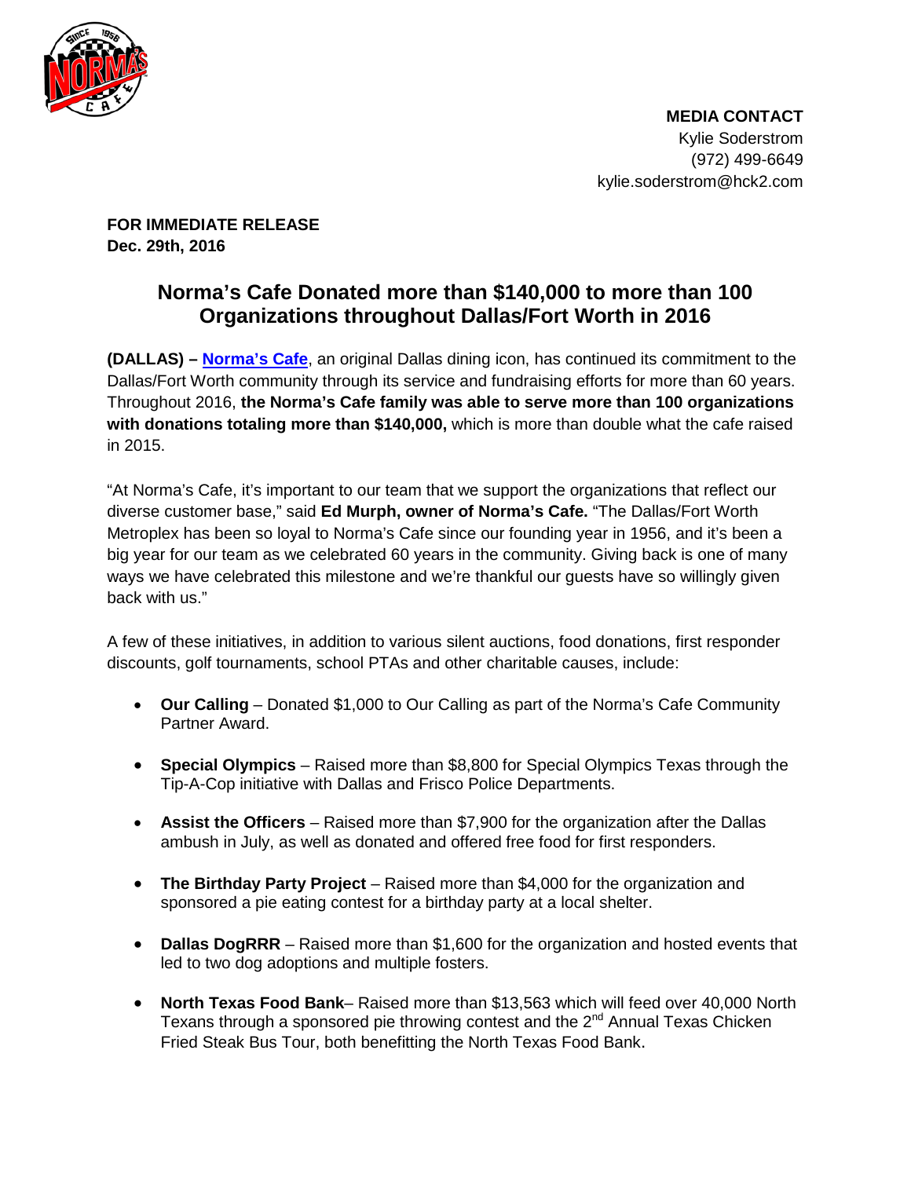**MEDIA CONTACT**
Kylie Soderstrom
(972) 499-6649
kylie.soderstrom@hck2.com

**FOR IMMEDIATE RELEASE**
**Dec. 29th, 2016**

# Norma's Cafe Donated more than $140,000 to more than 100 Organizations throughout Dallas/Fort Worth in 2016

**(DALLAS) – Norma's Cafe**, an original Dallas dining icon, has continued its commitment to the Dallas/Fort Worth community through its service and fundraising efforts for more than 60 years. Throughout 2016, **the Norma's Cafe family was able to serve more than 100 organizations with donations totaling more than $140,000,** which is more than double what the cafe raised in 2015.

"At Norma's Cafe, it's important to our team that we support the organizations that reflect our diverse customer base," said **Ed Murph, owner of Norma's Cafe.** "The Dallas/Fort Worth Metroplex has been so loyal to Norma's Cafe since our founding year in 1956, and it's been a big year for our team as we celebrated 60 years in the community. Giving back is one of many ways we have celebrated this milestone and we're thankful our guests have so willingly given back with us."

A few of these initiatives, in addition to various silent auctions, food donations, first responder discounts, golf tournaments, school PTAs and other charitable causes, include:

- **Our Calling** – Donated $1,000 to Our Calling as part of the Norma's Cafe Community Partner Award.
- **Special Olympics** – Raised more than $8,800 for Special Olympics Texas through the Tip-A-Cop initiative with Dallas and Frisco Police Departments.
- **Assist the Officers** – Raised more than $7,900 for the organization after the Dallas ambush in July, as well as donated and offered free food for first responders.
- **The Birthday Party Project** – Raised more than $4,000 for the organization and sponsored a pie eating contest for a birthday party at a local shelter.
- **Dallas DogRRR** – Raised more than $1,600 for the organization and hosted events that led to two dog adoptions and multiple fosters.
- **North Texas Food Bank**– Raised more than $13,563 which will feed over 40,000 North Texans through a sponsored pie throwing contest and the 2nd Annual Texas Chicken Fried Steak Bus Tour, both benefitting the North Texas Food Bank.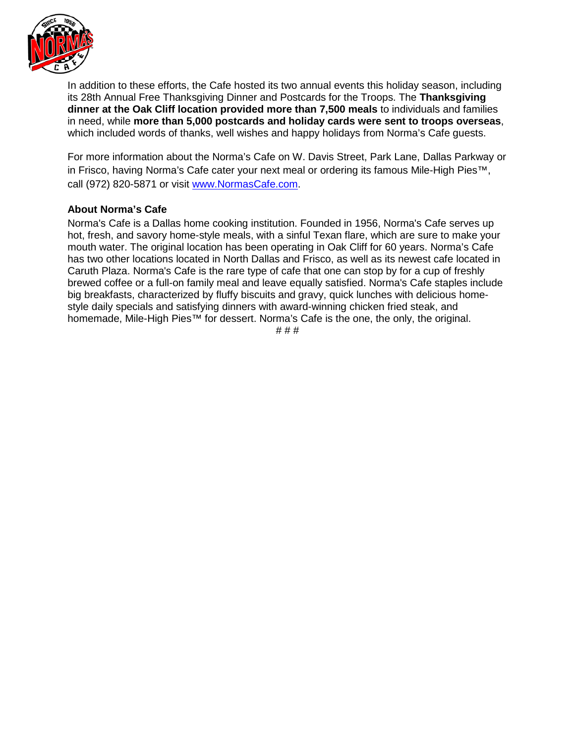In addition to these efforts, the Cafe hosted its two annual events this holiday season, including its 28th Annual Free Thanksgiving Dinner and Postcards for the Troops. The **Thanksgiving dinner at the Oak Cliff location provided more than 7,500 meals** to individuals and families in need, while **more than 5,000 postcards and holiday cards were sent to troops overseas**, which included words of thanks, well wishes and happy holidays from Norma's Cafe guests.

For more information about the Norma's Cafe on W. Davis Street, Park Lane, Dallas Parkway or in Frisco, having Norma's Cafe cater your next meal or ordering its famous Mile-High Pies™, call (972) 820-5871 or visit www.NormasCafe.com.

**About Norma's Cafe**

Norma's Cafe is a Dallas home cooking institution. Founded in 1956, Norma's Cafe serves up hot, fresh, and savory home-style meals, with a sinful Texan flare, which are sure to make your mouth water. The original location has been operating in Oak Cliff for 60 years. Norma's Cafe has two other locations located in North Dallas and Frisco, as well as its newest cafe located in Caruth Plaza. Norma's Cafe is the rare type of cafe that one can stop by for a cup of freshly brewed coffee or a full-on family meal and leave equally satisfied. Norma's Cafe staples include big breakfasts, characterized by fluffy biscuits and gravy, quick lunches with delicious home-style daily specials and satisfying dinners with award-winning chicken fried steak, and homemade, Mile-High Pies™ for dessert. Norma's Cafe is the one, the only, the original.

# # #